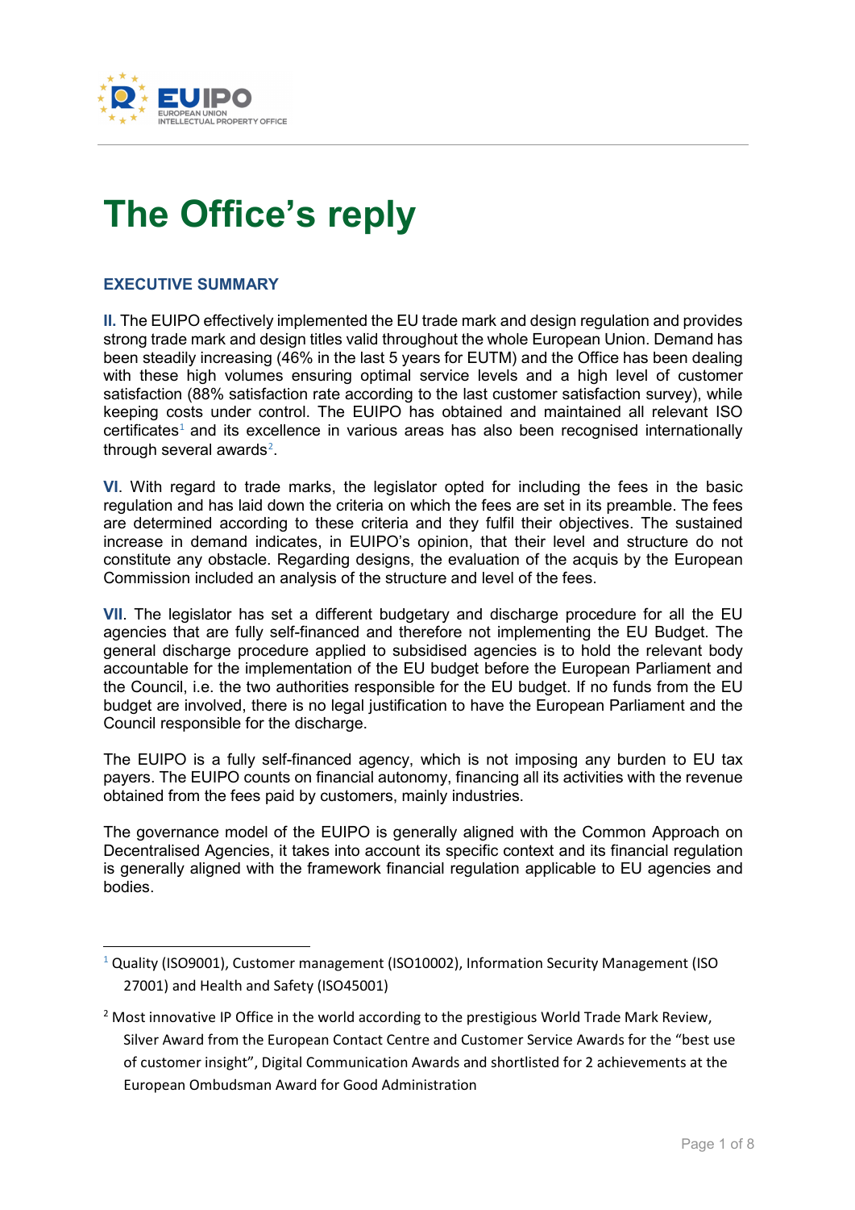# The Office's reply

## EXECUTIVE SUMMARY

**II.** The EUIPO effectively implemented the EU trade mark and design regulation and provides strong trade mark and design titles valid throughout the whole European Union. Demand has been steadily increasing (46% in the last 5 years for EUTM) and the Office has been dealing with these high volumes ensuring optimal service levels and a high level of customer satisfaction (88% satisfaction rate according to the last customer satisfaction survey), while keeping costs under control. The EUIPO has obtained and maintained all relevant ISO certificates[1] and its excellence in various areas has also been recognised internationally through several awards[2].

**VI**. With regard to trade marks, the legislator opted for including the fees in the basic regulation and has laid down the criteria on which the fees are set in its preamble. The fees are determined according to these criteria and they fulfil their objectives. The sustained increase in demand indicates, in EUIPO's opinion, that their level and structure do not constitute any obstacle. Regarding designs, the evaluation of the acquis by the European Commission included an analysis of the structure and level of the fees.

**VII**. The legislator has set a different budgetary and discharge procedure for all the EU agencies that are fully self-financed and therefore not implementing the EU Budget. The general discharge procedure applied to subsidised agencies is to hold the relevant body accountable for the implementation of the EU budget before the European Parliament and the Council, i.e. the two authorities responsible for the EU budget. If no funds from the EU budget are involved, there is no legal justification to have the European Parliament and the Council responsible for the discharge.

The EUIPO is a fully self-financed agency, which is not imposing any burden to EU tax payers. The EUIPO counts on financial autonomy, financing all its activities with the revenue obtained from the fees paid by customers, mainly industries.

The governance model of the EUIPO is generally aligned with the Common Approach on Decentralised Agencies, it takes into account its specific context and its financial regulation is generally aligned with the framework financial regulation applicable to EU agencies and bodies.

---

[1] Quality (ISO9001), Customer management (ISO10002), Information Security Management (ISO 27001) and Health and Safety (ISO45001)

[2] Most innovative IP Office in the world according to the prestigious World Trade Mark Review, Silver Award from the European Contact Centre and Customer Service Awards for the "best use of customer insight", Digital Communication Awards and shortlisted for 2 achievements at the European Ombudsman Award for Good Administration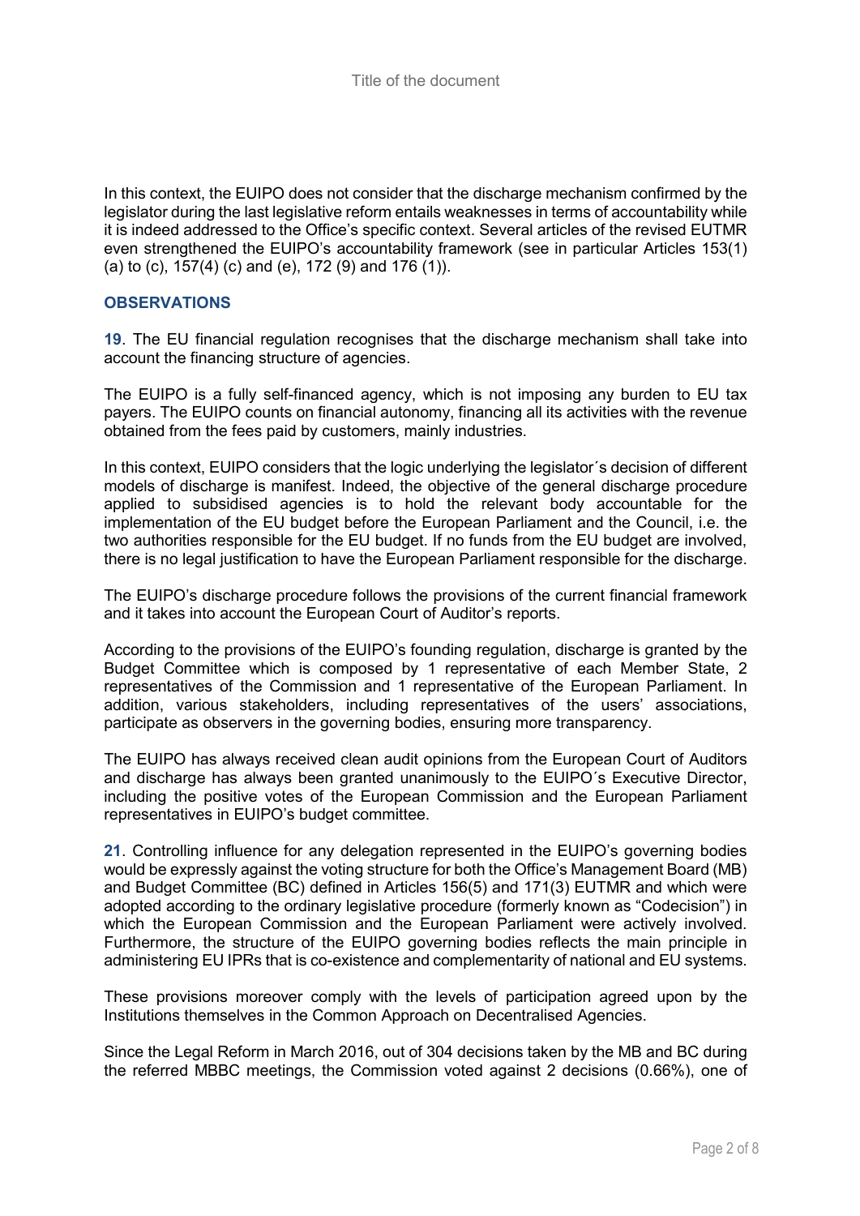In this context, the EUIPO does not consider that the discharge mechanism confirmed by the legislator during the last legislative reform entails weaknesses in terms of accountability while it is indeed addressed to the Office's specific context. Several articles of the revised EUTMR even strengthened the EUIPO's accountability framework (see in particular Articles 153(1) (a) to (c), 157(4) (c) and (e), 172 (9) and 176 (1)).

## OBSERVATIONS

**19**. The EU financial regulation recognises that the discharge mechanism shall take into account the financing structure of agencies.

The EUIPO is a fully self-financed agency, which is not imposing any burden to EU tax payers. The EUIPO counts on financial autonomy, financing all its activities with the revenue obtained from the fees paid by customers, mainly industries.

In this context, EUIPO considers that the logic underlying the legislator´s decision of different models of discharge is manifest. Indeed, the objective of the general discharge procedure applied to subsidised agencies is to hold the relevant body accountable for the implementation of the EU budget before the European Parliament and the Council, i.e. the two authorities responsible for the EU budget. If no funds from the EU budget are involved, there is no legal justification to have the European Parliament responsible for the discharge.

The EUIPO's discharge procedure follows the provisions of the current financial framework and it takes into account the European Court of Auditor's reports.

According to the provisions of the EUIPO's founding regulation, discharge is granted by the Budget Committee which is composed by 1 representative of each Member State, 2 representatives of the Commission and 1 representative of the European Parliament. In addition, various stakeholders, including representatives of the users' associations, participate as observers in the governing bodies, ensuring more transparency.

The EUIPO has always received clean audit opinions from the European Court of Auditors and discharge has always been granted unanimously to the EUIPO´s Executive Director, including the positive votes of the European Commission and the European Parliament representatives in EUIPO's budget committee.

**21**. Controlling influence for any delegation represented in the EUIPO's governing bodies would be expressly against the voting structure for both the Office's Management Board (MB) and Budget Committee (BC) defined in Articles 156(5) and 171(3) EUTMR and which were adopted according to the ordinary legislative procedure (formerly known as "Codecision") in which the European Commission and the European Parliament were actively involved. Furthermore, the structure of the EUIPO governing bodies reflects the main principle in administering EU IPRs that is co-existence and complementarity of national and EU systems.

These provisions moreover comply with the levels of participation agreed upon by the Institutions themselves in the Common Approach on Decentralised Agencies.

Since the Legal Reform in March 2016, out of 304 decisions taken by the MB and BC during the referred MBBC meetings, the Commission voted against 2 decisions (0.66%), one of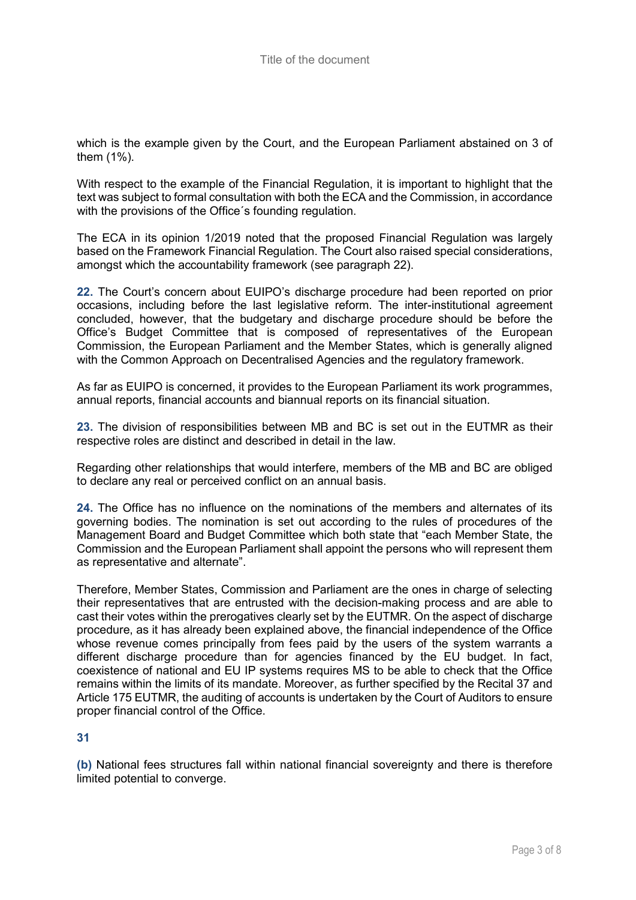which is the example given by the Court, and the European Parliament abstained on 3 of them (1%).

With respect to the example of the Financial Regulation, it is important to highlight that the text was subject to formal consultation with both the ECA and the Commission, in accordance with the provisions of the Office´s founding regulation.

The ECA in its opinion 1/2019 noted that the proposed Financial Regulation was largely based on the Framework Financial Regulation. The Court also raised special considerations, amongst which the accountability framework (see paragraph 22).

**22.** The Court's concern about EUIPO's discharge procedure had been reported on prior occasions, including before the last legislative reform. The inter-institutional agreement concluded, however, that the budgetary and discharge procedure should be before the Office's Budget Committee that is composed of representatives of the European Commission, the European Parliament and the Member States, which is generally aligned with the Common Approach on Decentralised Agencies and the regulatory framework.

As far as EUIPO is concerned, it provides to the European Parliament its work programmes, annual reports, financial accounts and biannual reports on its financial situation.

**23.** The division of responsibilities between MB and BC is set out in the EUTMR as their respective roles are distinct and described in detail in the law.

Regarding other relationships that would interfere, members of the MB and BC are obliged to declare any real or perceived conflict on an annual basis.

**24.** The Office has no influence on the nominations of the members and alternates of its governing bodies. The nomination is set out according to the rules of procedures of the Management Board and Budget Committee which both state that "each Member State, the Commission and the European Parliament shall appoint the persons who will represent them as representative and alternate".

Therefore, Member States, Commission and Parliament are the ones in charge of selecting their representatives that are entrusted with the decision-making process and are able to cast their votes within the prerogatives clearly set by the EUTMR. On the aspect of discharge procedure, as it has already been explained above, the financial independence of the Office whose revenue comes principally from fees paid by the users of the system warrants a different discharge procedure than for agencies financed by the EU budget. In fact, coexistence of national and EU IP systems requires MS to be able to check that the Office remains within the limits of its mandate. Moreover, as further specified by the Recital 37 and Article 175 EUTMR, the auditing of accounts is undertaken by the Court of Auditors to ensure proper financial control of the Office.

**31**

**(b)** National fees structures fall within national financial sovereignty and there is therefore limited potential to converge.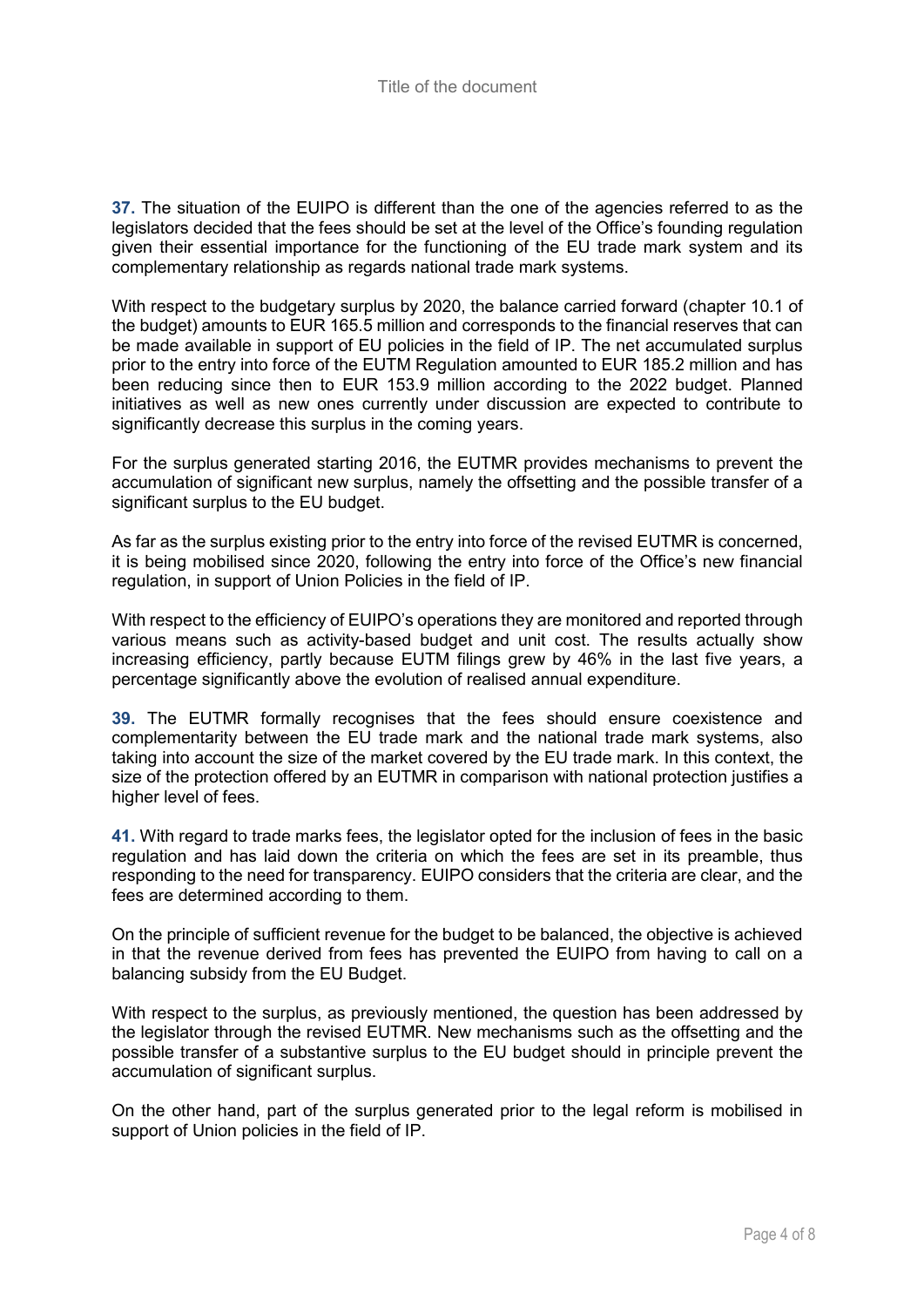**37.** The situation of the EUIPO is different than the one of the agencies referred to as the legislators decided that the fees should be set at the level of the Office's founding regulation given their essential importance for the functioning of the EU trade mark system and its complementary relationship as regards national trade mark systems.

With respect to the budgetary surplus by 2020, the balance carried forward (chapter 10.1 of the budget) amounts to EUR 165.5 million and corresponds to the financial reserves that can be made available in support of EU policies in the field of IP. The net accumulated surplus prior to the entry into force of the EUTM Regulation amounted to EUR 185.2 million and has been reducing since then to EUR 153.9 million according to the 2022 budget. Planned initiatives as well as new ones currently under discussion are expected to contribute to significantly decrease this surplus in the coming years.

For the surplus generated starting 2016, the EUTMR provides mechanisms to prevent the accumulation of significant new surplus, namely the offsetting and the possible transfer of a significant surplus to the EU budget.

As far as the surplus existing prior to the entry into force of the revised EUTMR is concerned, it is being mobilised since 2020, following the entry into force of the Office's new financial regulation, in support of Union Policies in the field of IP.

With respect to the efficiency of EUIPO's operations they are monitored and reported through various means such as activity-based budget and unit cost. The results actually show increasing efficiency, partly because EUTM filings grew by 46% in the last five years, a percentage significantly above the evolution of realised annual expenditure.

**39.** The EUTMR formally recognises that the fees should ensure coexistence and complementarity between the EU trade mark and the national trade mark systems, also taking into account the size of the market covered by the EU trade mark. In this context, the size of the protection offered by an EUTMR in comparison with national protection justifies a higher level of fees.

**41.** With regard to trade marks fees, the legislator opted for the inclusion of fees in the basic regulation and has laid down the criteria on which the fees are set in its preamble, thus responding to the need for transparency. EUIPO considers that the criteria are clear, and the fees are determined according to them.

On the principle of sufficient revenue for the budget to be balanced, the objective is achieved in that the revenue derived from fees has prevented the EUIPO from having to call on a balancing subsidy from the EU Budget.

With respect to the surplus, as previously mentioned, the question has been addressed by the legislator through the revised EUTMR. New mechanisms such as the offsetting and the possible transfer of a substantive surplus to the EU budget should in principle prevent the accumulation of significant surplus.

On the other hand, part of the surplus generated prior to the legal reform is mobilised in support of Union policies in the field of IP.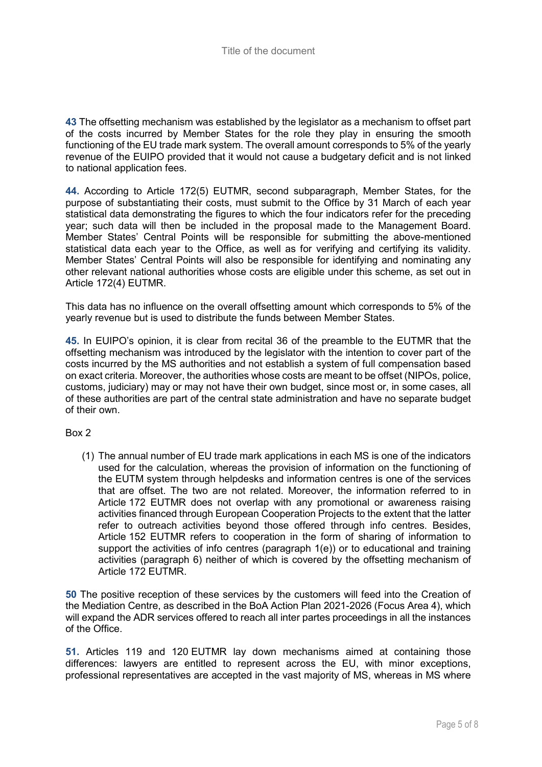**43** The offsetting mechanism was established by the legislator as a mechanism to offset part of the costs incurred by Member States for the role they play in ensuring the smooth functioning of the EU trade mark system. The overall amount corresponds to 5% of the yearly revenue of the EUIPO provided that it would not cause a budgetary deficit and is not linked to national application fees.

**44.** According to Article 172(5) EUTMR, second subparagraph, Member States, for the purpose of substantiating their costs, must submit to the Office by 31 March of each year statistical data demonstrating the figures to which the four indicators refer for the preceding year; such data will then be included in the proposal made to the Management Board. Member States' Central Points will be responsible for submitting the above-mentioned statistical data each year to the Office, as well as for verifying and certifying its validity. Member States' Central Points will also be responsible for identifying and nominating any other relevant national authorities whose costs are eligible under this scheme, as set out in Article 172(4) EUTMR.

This data has no influence on the overall offsetting amount which corresponds to 5% of the yearly revenue but is used to distribute the funds between Member States.

**45.** In EUIPO's opinion, it is clear from recital 36 of the preamble to the EUTMR that the offsetting mechanism was introduced by the legislator with the intention to cover part of the costs incurred by the MS authorities and not establish a system of full compensation based on exact criteria. Moreover, the authorities whose costs are meant to be offset (NIPOs, police, customs, judiciary) may or may not have their own budget, since most or, in some cases, all of these authorities are part of the central state administration and have no separate budget of their own.

Box 2

(1) The annual number of EU trade mark applications in each MS is one of the indicators used for the calculation, whereas the provision of information on the functioning of the EUTM system through helpdesks and information centres is one of the services that are offset. The two are not related. Moreover, the information referred to in Article 172 EUTMR does not overlap with any promotional or awareness raising activities financed through European Cooperation Projects to the extent that the latter refer to outreach activities beyond those offered through info centres. Besides, Article 152 EUTMR refers to cooperation in the form of sharing of information to support the activities of info centres (paragraph 1(e)) or to educational and training activities (paragraph 6) neither of which is covered by the offsetting mechanism of Article 172 EUTMR.

**50** The positive reception of these services by the customers will feed into the Creation of the Mediation Centre, as described in the BoA Action Plan 2021-2026 (Focus Area 4), which will expand the ADR services offered to reach all inter partes proceedings in all the instances of the Office.

**51.** Articles 119 and 120 EUTMR lay down mechanisms aimed at containing those differences: lawyers are entitled to represent across the EU, with minor exceptions, professional representatives are accepted in the vast majority of MS, whereas in MS where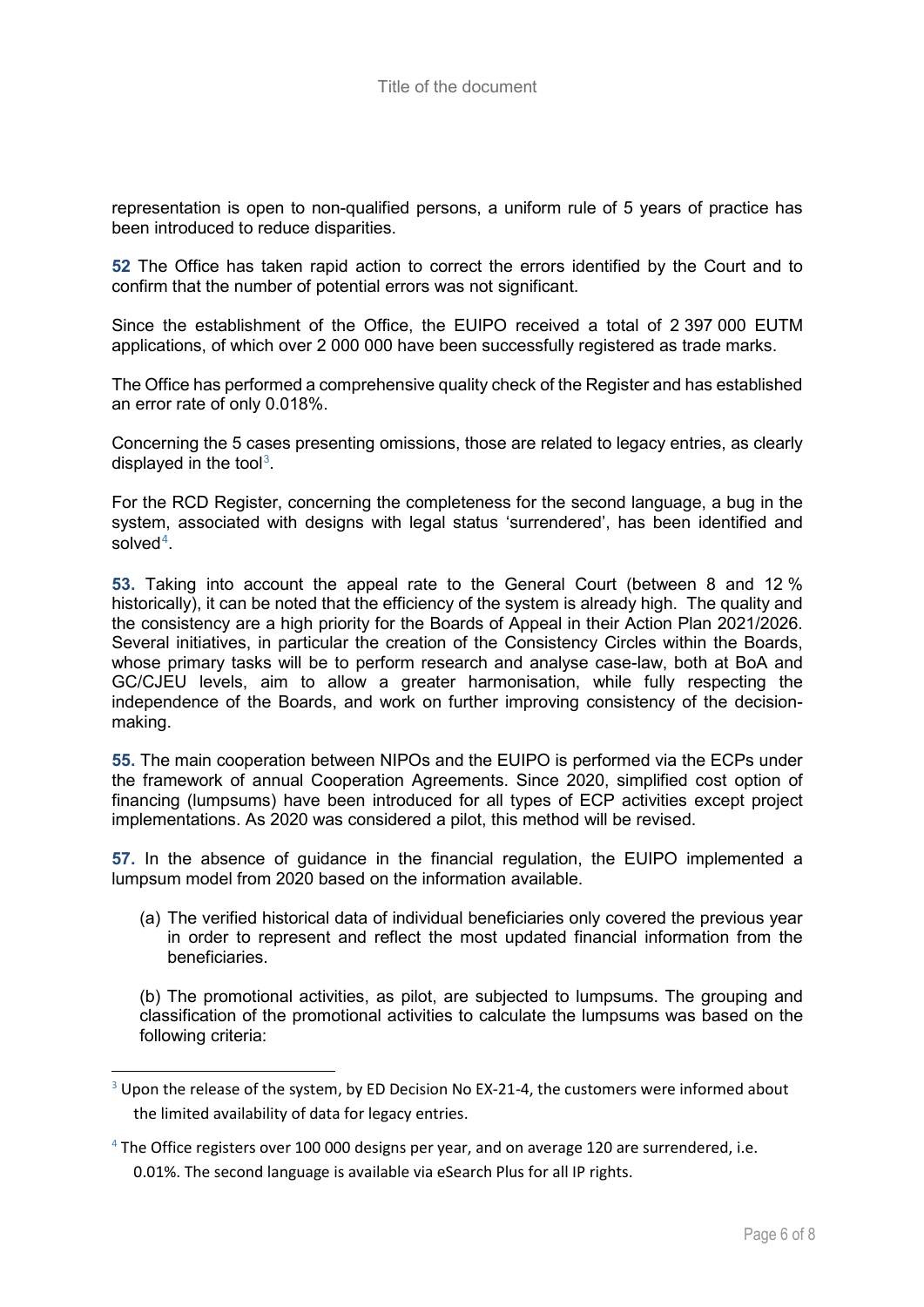representation is open to non-qualified persons, a uniform rule of 5 years of practice has been introduced to reduce disparities.

**52** The Office has taken rapid action to correct the errors identified by the Court and to confirm that the number of potential errors was not significant.

Since the establishment of the Office, the EUIPO received a total of 2 397 000 EUTM applications, of which over 2 000 000 have been successfully registered as trade marks.

The Office has performed a comprehensive quality check of the Register and has established an error rate of only 0.018%.

Concerning the 5 cases presenting omissions, those are related to legacy entries, as clearly displayed in the tool[3].

For the RCD Register, concerning the completeness for the second language, a bug in the system, associated with designs with legal status 'surrendered', has been identified and solved[4].

**53.** Taking into account the appeal rate to the General Court (between 8 and 12 % historically), it can be noted that the efficiency of the system is already high. The quality and the consistency are a high priority for the Boards of Appeal in their Action Plan 2021/2026. Several initiatives, in particular the creation of the Consistency Circles within the Boards, whose primary tasks will be to perform research and analyse case-law, both at BoA and GC/CJEU levels, aim to allow a greater harmonisation, while fully respecting the independence of the Boards, and work on further improving consistency of the decision-making.

**55.** The main cooperation between NIPOs and the EUIPO is performed via the ECPs under the framework of annual Cooperation Agreements. Since 2020, simplified cost option of financing (lumpsums) have been introduced for all types of ECP activities except project implementations. As 2020 was considered a pilot, this method will be revised.

**57.** In the absence of guidance in the financial regulation, the EUIPO implemented a lumpsum model from 2020 based on the information available.

(a) The verified historical data of individual beneficiaries only covered the previous year in order to represent and reflect the most updated financial information from the beneficiaries.

(b) The promotional activities, as pilot, are subjected to lumpsums. The grouping and classification of the promotional activities to calculate the lumpsums was based on the following criteria:

[3] Upon the release of the system, by ED Decision No EX-21-4, the customers were informed about the limited availability of data for legacy entries.

[4] The Office registers over 100 000 designs per year, and on average 120 are surrendered, i.e. 0.01%. The second language is available via eSearch Plus for all IP rights.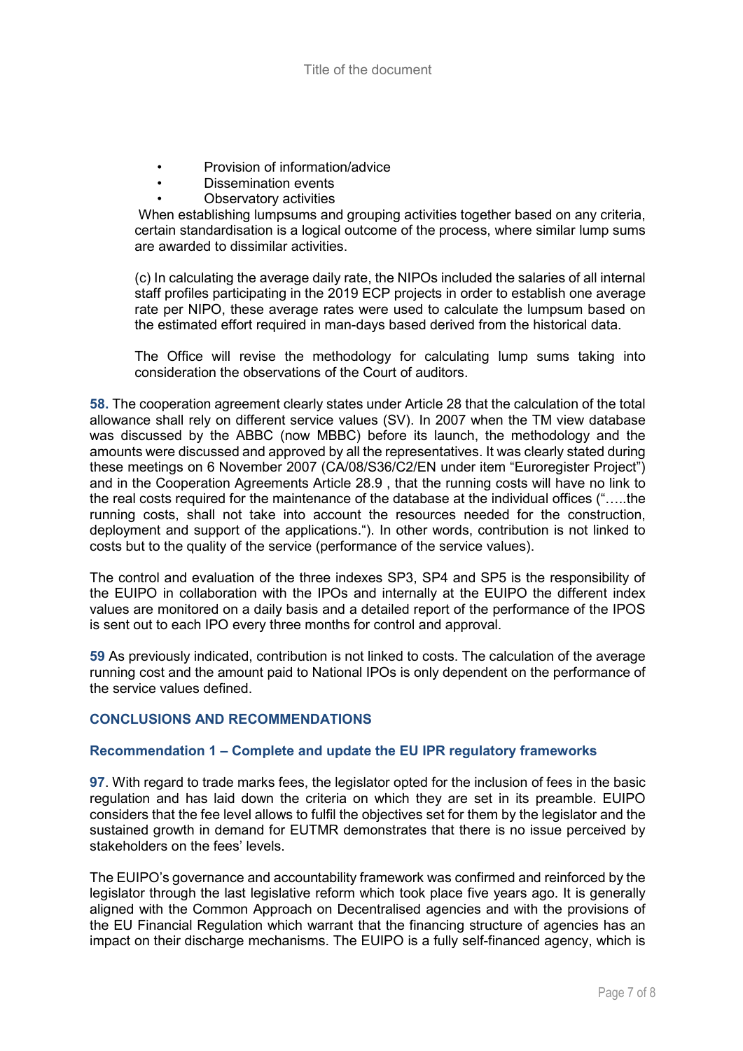- Provision of information/advice
- Dissemination events
- Observatory activities

When establishing lumpsums and grouping activities together based on any criteria, certain standardisation is a logical outcome of the process, where similar lump sums are awarded to dissimilar activities.

(c) In calculating the average daily rate, the NIPOs included the salaries of all internal staff profiles participating in the 2019 ECP projects in order to establish one average rate per NIPO, these average rates were used to calculate the lumpsum based on the estimated effort required in man-days based derived from the historical data.

The Office will revise the methodology for calculating lump sums taking into consideration the observations of the Court of auditors.

**58.** The cooperation agreement clearly states under Article 28 that the calculation of the total allowance shall rely on different service values (SV). In 2007 when the TM view database was discussed by the ABBC (now MBBC) before its launch, the methodology and the amounts were discussed and approved by all the representatives. It was clearly stated during these meetings on 6 November 2007 (CA/08/S36/C2/EN under item "Euroregister Project") and in the Cooperation Agreements Article 28.9 , that the running costs will have no link to the real costs required for the maintenance of the database at the individual offices ("…..the running costs, shall not take into account the resources needed for the construction, deployment and support of the applications."). In other words, contribution is not linked to costs but to the quality of the service (performance of the service values).

The control and evaluation of the three indexes SP3, SP4 and SP5 is the responsibility of the EUIPO in collaboration with the IPOs and internally at the EUIPO the different index values are monitored on a daily basis and a detailed report of the performance of the IPOS is sent out to each IPO every three months for control and approval.

**59** As previously indicated, contribution is not linked to costs. The calculation of the average running cost and the amount paid to National IPOs is only dependent on the performance of the service values defined.

## CONCLUSIONS AND RECOMMENDATIONS

### Recommendation 1 – Complete and update the EU IPR regulatory frameworks

**97**. With regard to trade marks fees, the legislator opted for the inclusion of fees in the basic regulation and has laid down the criteria on which they are set in its preamble. EUIPO considers that the fee level allows to fulfil the objectives set for them by the legislator and the sustained growth in demand for EUTMR demonstrates that there is no issue perceived by stakeholders on the fees' levels.

The EUIPO's governance and accountability framework was confirmed and reinforced by the legislator through the last legislative reform which took place five years ago. It is generally aligned with the Common Approach on Decentralised agencies and with the provisions of the EU Financial Regulation which warrant that the financing structure of agencies has an impact on their discharge mechanisms. The EUIPO is a fully self-financed agency, which is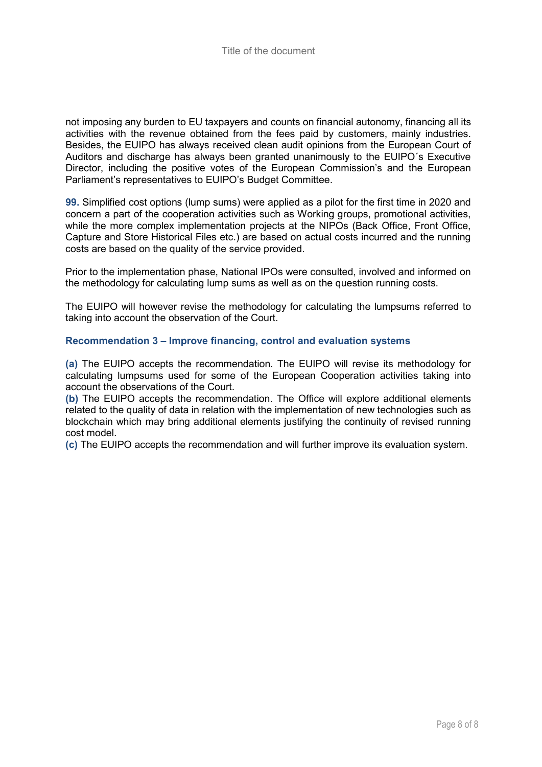not imposing any burden to EU taxpayers and counts on financial autonomy, financing all its activities with the revenue obtained from the fees paid by customers, mainly industries. Besides, the EUIPO has always received clean audit opinions from the European Court of Auditors and discharge has always been granted unanimously to the EUIPO´s Executive Director, including the positive votes of the European Commission's and the European Parliament's representatives to EUIPO's Budget Committee.

**99.** Simplified cost options (lump sums) were applied as a pilot for the first time in 2020 and concern a part of the cooperation activities such as Working groups, promotional activities, while the more complex implementation projects at the NIPOs (Back Office, Front Office, Capture and Store Historical Files etc.) are based on actual costs incurred and the running costs are based on the quality of the service provided.

Prior to the implementation phase, National IPOs were consulted, involved and informed on the methodology for calculating lump sums as well as on the question running costs.

The EUIPO will however revise the methodology for calculating the lumpsums referred to taking into account the observation of the Court.

### Recommendation 3 – Improve financing, control and evaluation systems

**(a)** The EUIPO accepts the recommendation. The EUIPO will revise its methodology for calculating lumpsums used for some of the European Cooperation activities taking into account the observations of the Court.
**(b)** The EUIPO accepts the recommendation. The Office will explore additional elements related to the quality of data in relation with the implementation of new technologies such as blockchain which may bring additional elements justifying the continuity of revised running cost model.
**(c)** The EUIPO accepts the recommendation and will further improve its evaluation system.